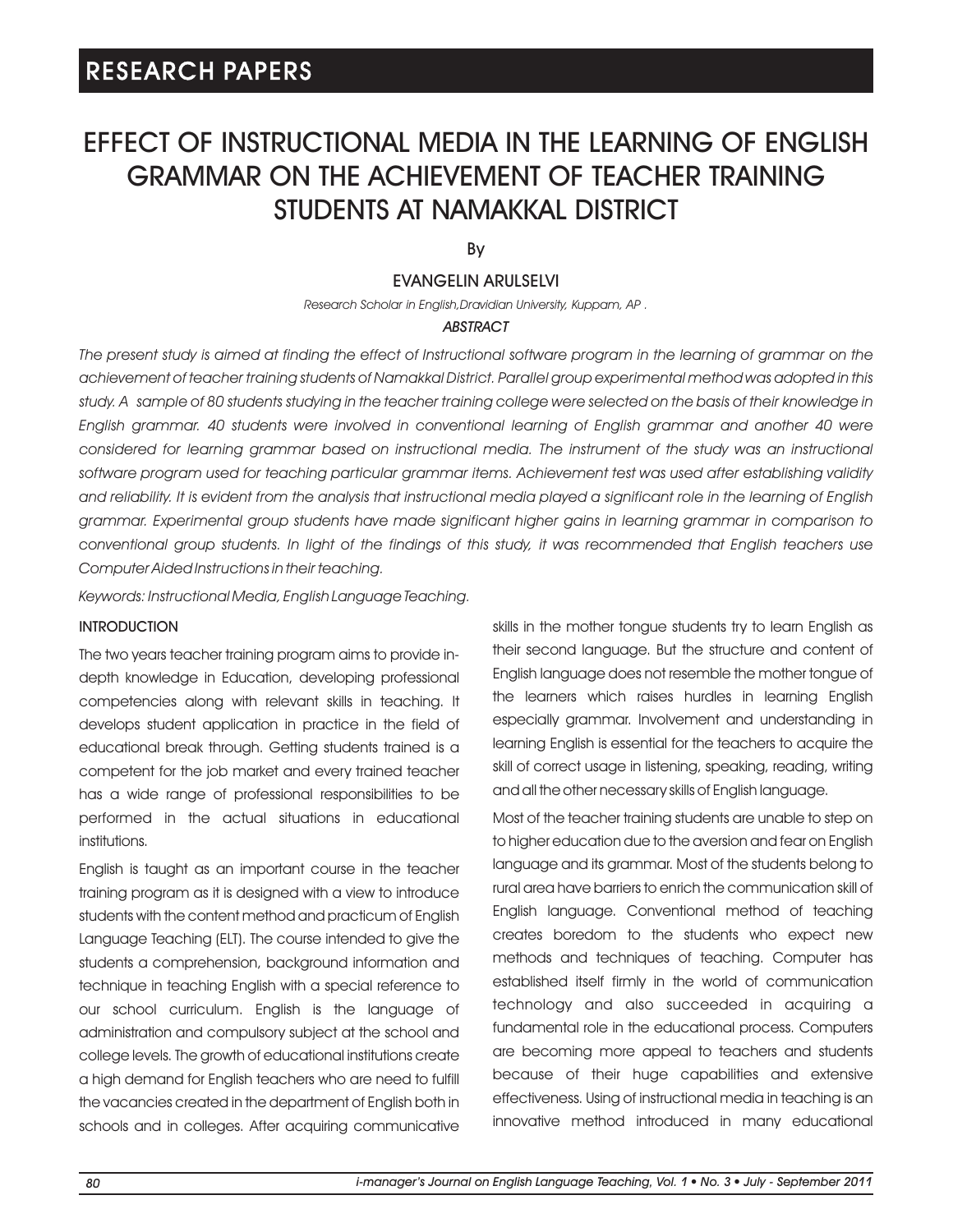RESEARCH PAPERS

# EFFECT OF INSTRUCTIONAL MEDIA IN THE LEARNING OF ENGLISH GRAMMAR ON THE ACHIEVEMENT OF TEACHER TRAINING STUDENTS AT NAMAKKAL DISTRICT

By

EVANGELIN ARULSELVI

*Research Scholar in English,Dravidian University, Kuppam, AP .*

### *ABSTRACT*

*The present study is aimed at finding the effect of Instructional software program in the learning of grammar on the achievement of teacher training students of Namakkal District. Parallel group experimental method was adopted in this study. A sample of 80 students studying in the teacher training college were selected on the basis of their knowledge in English grammar. 40 students were involved in conventional learning of English grammar and another 40 were considered for learning grammar based on instructional media. The instrument of the study was an instructional software program used for teaching particular grammar items. Achievement test was used after establishing validity and reliability. It is evident from the analysis that instructional media played a significant role in the learning of English grammar. Experimental group students have made significant higher gains in learning grammar in comparison to conventional group students. In light of the findings of this study, it was recommended that English teachers use Computer Aided Instructions in their teaching.*

*Keywords: Instructional Media, English Language Teaching.*

## INTRODUCTION

The two years teacher training program aims to provide in-depth knowledge in Education, developing professional competencies along with relevant skills in teaching. It develops student application in practice in the field of educational break through. Getting students trained is a competent for the job market and every trained teacher has a wide range of professional responsibilities to be performed in the actual situations in educational institutions.

English is taught as an important course in the teacher training program as it is designed with a view to introduce students with the content method and practicum of English Language Teaching (ELT). The course intended to give the students a comprehension, background information and technique in teaching English with a special reference to our school curriculum. English is the language of administration and compulsory subject at the school and college levels. The growth of educational institutions create a high demand for English teachers who are need to fulfill the vacancies created in the department of English both in schools and in colleges. After acquiring communicative skills in the mother tongue students try to learn English as their second language. But the structure and content of English language does not resemble the mother tongue of the learners which raises hurdles in learning English especially grammar. Involvement and understanding in learning English is essential for the teachers to acquire the skill of correct usage in listening, speaking, reading, writing and all the other necessary skills of English language.

Most of the teacher training students are unable to step on to higher education due to the aversion and fear on English language and its grammar. Most of the students belong to rural area have barriers to enrich the communication skill of English language. Conventional method of teaching creates boredom to the students who expect new methods and techniques of teaching. Computer has established itself firmly in the world of communication technology and also succeeded in acquiring a fundamental role in the educational process. Computers are becoming more appeal to teachers and students because of their huge capabilities and extensive effectiveness. Using of instructional media in teaching is an innovative method introduced in many educational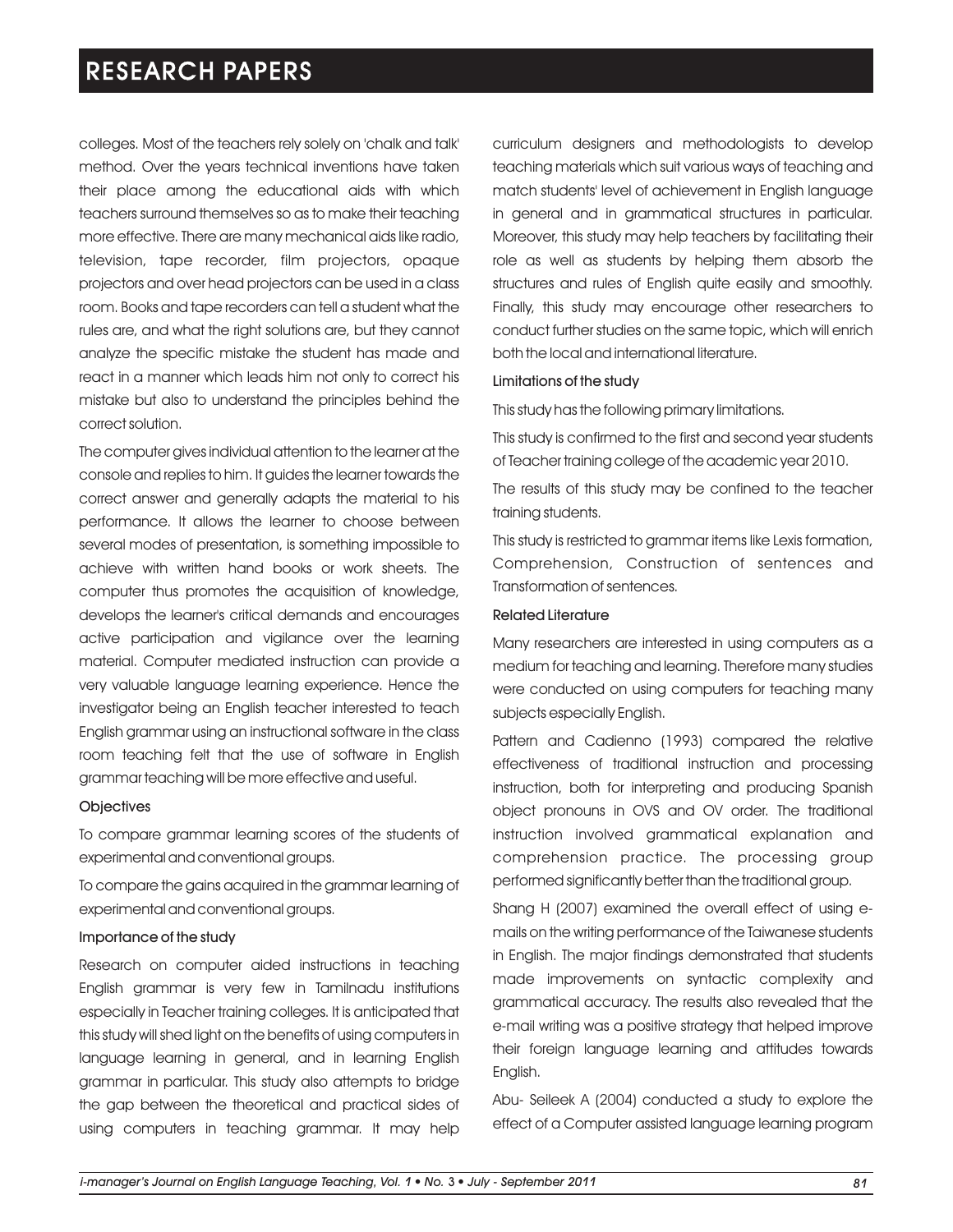colleges. Most of the teachers rely solely on 'chalk and talk' method. Over the years technical inventions have taken their place among the educational aids with which teachers surround themselves so as to make their teaching more effective. There are many mechanical aids like radio, television, tape recorder, film projectors, opaque projectors and over head projectors can be used in a class room. Books and tape recorders can tell a student what the rules are, and what the right solutions are, but they cannot analyze the specific mistake the student has made and react in a manner which leads him not only to correct his mistake but also to understand the principles behind the correct solution.

The computer gives individual attention to the learner at the console and replies to him. It guides the learner towards the correct answer and generally adapts the material to his performance. It allows the learner to choose between several modes of presentation, is something impossible to achieve with written hand books or work sheets. The computer thus promotes the acquisition of knowledge, develops the learner's critical demands and encourages active participation and vigilance over the learning material. Computer mediated instruction can provide a very valuable language learning experience. Hence the investigator being an English teacher interested to teach English grammar using an instructional software in the class room teaching felt that the use of software in English grammar teaching will be more effective and useful.

### Objectives

To compare grammar learning scores of the students of experimental and conventional groups.

To compare the gains acquired in the grammar learning of experimental and conventional groups.

### Importance of the study

Research on computer aided instructions in teaching English grammar is very few in Tamilnadu institutions especially in Teacher training colleges. It is anticipated that this study will shed light on the benefits of using computers in language learning in general, and in learning English grammar in particular. This study also attempts to bridge the gap between the theoretical and practical sides of using computers in teaching grammar. It may help curriculum designers and methodologists to develop teaching materials which suit various ways of teaching and match students' level of achievement in English language in general and in grammatical structures in particular. Moreover, this study may help teachers by facilitating their role as well as students by helping them absorb the structures and rules of English quite easily and smoothly. Finally, this study may encourage other researchers to conduct further studies on the same topic, which will enrich both the local and international literature.

### Limitations of the study

This study has the following primary limitations.

This study is confirmed to the first and second year students of Teacher training college of the academic year 2010.

The results of this study may be confined to the teacher training students.

This study is restricted to grammar items like Lexis formation, Comprehension, Construction of sentences and Transformation of sentences.

### Related Literature

Many researchers are interested in using computers as a medium for teaching and learning. Therefore many studies were conducted on using computers for teaching many subjects especially English.

Pattern and Cadienno (1993) compared the relative effectiveness of traditional instruction and processing instruction, both for interpreting and producing Spanish object pronouns in OVS and OV order. The traditional instruction involved grammatical explanation and comprehension practice. The processing group performed significantly better than the traditional group.

Shang H (2007) examined the overall effect of using e-mails on the writing performance of the Taiwanese students in English. The major findings demonstrated that students made improvements on syntactic complexity and grammatical accuracy. The results also revealed that the e-mail writing was a positive strategy that helped improve their foreign language learning and attitudes towards English.

Abu- Seileek A (2004) conducted a study to explore the effect of a Computer assisted language learning program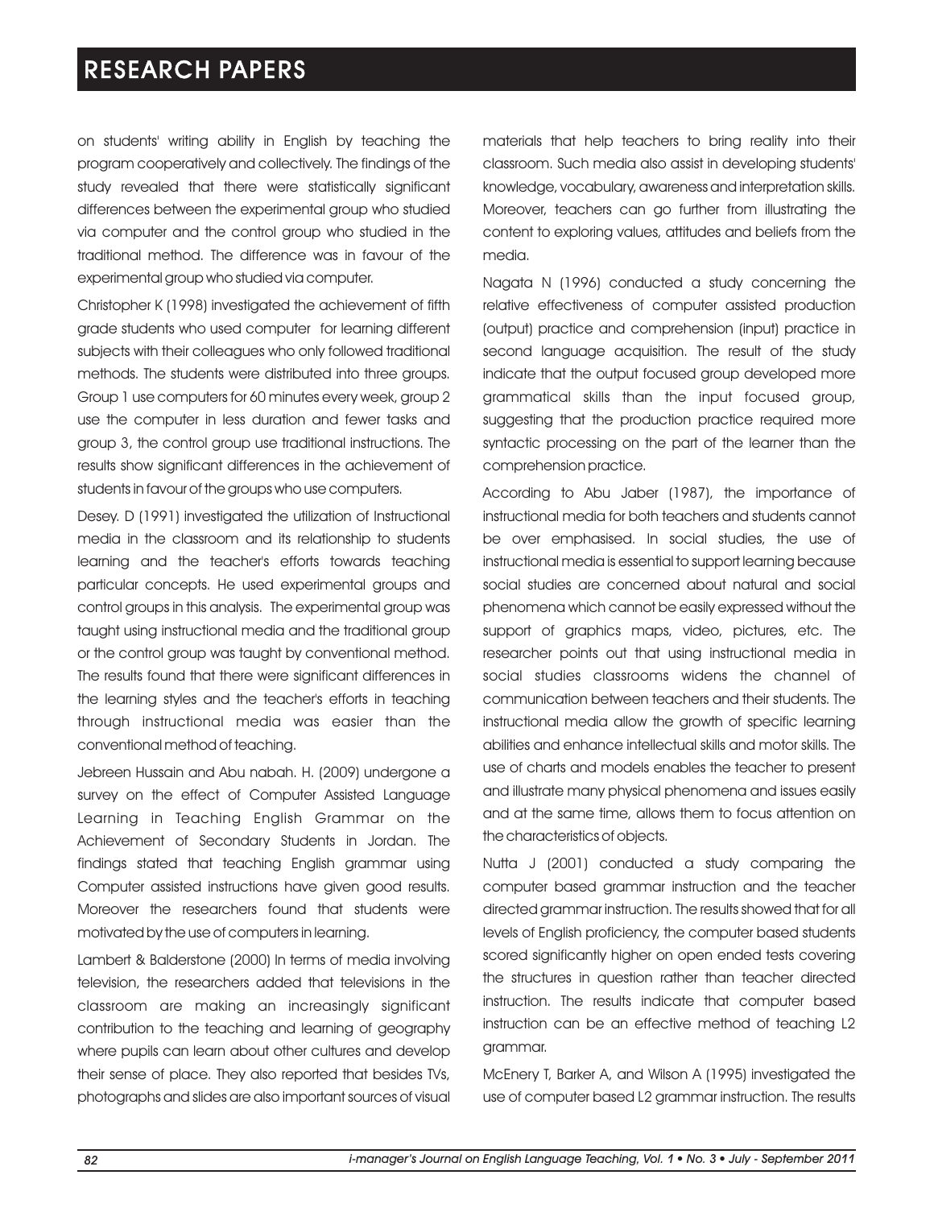on students' writing ability in English by teaching the program cooperatively and collectively. The findings of the study revealed that there were statistically significant differences between the experimental group who studied via computer and the control group who studied in the traditional method. The difference was in favour of the experimental group who studied via computer.

Christopher K (1998) investigated the achievement of fifth grade students who used computer for learning different subjects with their colleagues who only followed traditional methods. The students were distributed into three groups. Group 1 use computers for 60 minutes every week, group 2 use the computer in less duration and fewer tasks and group 3, the control group use traditional instructions. The results show significant differences in the achievement of students in favour of the groups who use computers.

Desey. D (1991) investigated the utilization of Instructional media in the classroom and its relationship to students learning and the teacher's efforts towards teaching particular concepts. He used experimental groups and control groups in this analysis. The experimental group was taught using instructional media and the traditional group or the control group was taught by conventional method. The results found that there were significant differences in the learning styles and the teacher's efforts in teaching through instructional media was easier than the conventional method of teaching.

Jebreen Hussain and Abu nabah. H. (2009) undergone a survey on the effect of Computer Assisted Language Learning in Teaching English Grammar on the Achievement of Secondary Students in Jordan. The findings stated that teaching English grammar using Computer assisted instructions have given good results. Moreover the researchers found that students were motivated by the use of computers in learning.

Lambert & Balderstone (2000) In terms of media involving television, the researchers added that televisions in the classroom are making an increasingly significant contribution to the teaching and learning of geography where pupils can learn about other cultures and develop their sense of place. They also reported that besides TVs, photographs and slides are also important sources of visual materials that help teachers to bring reality into their classroom. Such media also assist in developing students' knowledge, vocabulary, awareness and interpretation skills. Moreover, teachers can go further from illustrating the content to exploring values, attitudes and beliefs from the media.

Nagata N (1996) conducted a study concerning the relative effectiveness of computer assisted production (output) practice and comprehension (input) practice in second language acquisition. The result of the study indicate that the output focused group developed more grammatical skills than the input focused group, suggesting that the production practice required more syntactic processing on the part of the learner than the comprehension practice.

According to Abu Jaber (1987), the importance of instructional media for both teachers and students cannot be over emphasised. In social studies, the use of instructional media is essential to support learning because social studies are concerned about natural and social phenomena which cannot be easily expressed without the support of graphics maps, video, pictures, etc. The researcher points out that using instructional media in social studies classrooms widens the channel of communication between teachers and their students. The instructional media allow the growth of specific learning abilities and enhance intellectual skills and motor skills. The use of charts and models enables the teacher to present and illustrate many physical phenomena and issues easily and at the same time, allows them to focus attention on the characteristics of objects.

Nutta J (2001) conducted a study comparing the computer based grammar instruction and the teacher directed grammar instruction. The results showed that for all levels of English proficiency, the computer based students scored significantly higher on open ended tests covering the structures in question rather than teacher directed instruction. The results indicate that computer based instruction can be an effective method of teaching L2 grammar.

McEnery T, Barker A, and Wilson A (1995) investigated the use of computer based L2 grammar instruction. The results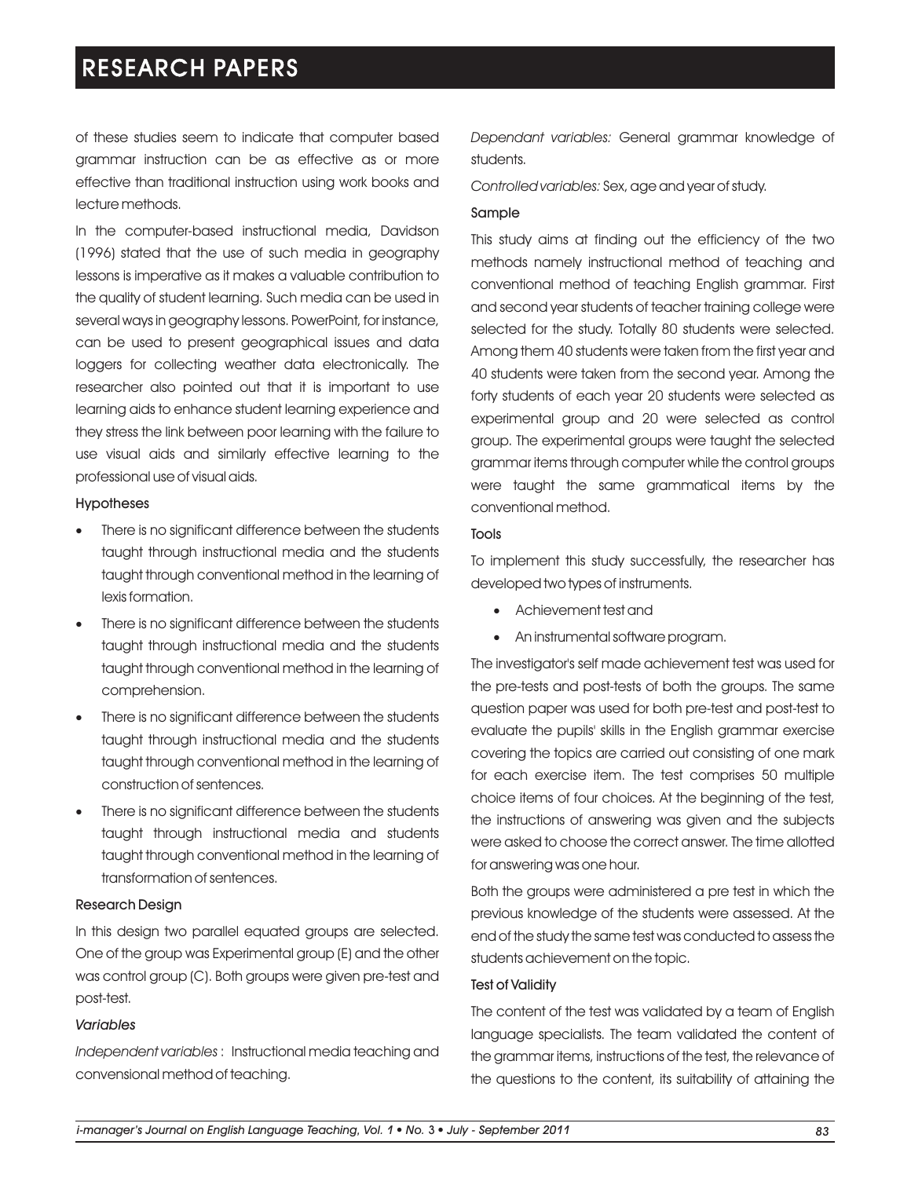of these studies seem to indicate that computer based grammar instruction can be as effective as or more effective than traditional instruction using work books and lecture methods.

In the computer-based instructional media, Davidson (1996) stated that the use of such media in geography lessons is imperative as it makes a valuable contribution to the quality of student learning. Such media can be used in several ways in geography lessons. PowerPoint, for instance, can be used to present geographical issues and data loggers for collecting weather data electronically. The researcher also pointed out that it is important to use learning aids to enhance student learning experience and they stress the link between poor learning with the failure to use visual aids and similarly effective learning to the professional use of visual aids.

### Hypotheses

- There is no significant difference between the students taught through instructional media and the students taught through conventional method in the learning of lexis formation.
- There is no significant difference between the students taught through instructional media and the students taught through conventional method in the learning of comprehension.
- There is no significant difference between the students taught through instructional media and the students taught through conventional method in the learning of construction of sentences.
- There is no significant difference between the students taught through instructional media and students taught through conventional method in the learning of transformation of sentences.

### Research Design

In this design two parallel equated groups are selected. One of the group was Experimental group (E) and the other was control group (C). Both groups were given pre-test and post-test.

#### *Variables*

*Independent variables* : Instructional media teaching and convensional method of teaching.

*Dependant variables:* General grammar knowledge of students.

*Controlled variables:* Sex, age and year of study.

### Sample

This study aims at finding out the efficiency of the two methods namely instructional method of teaching and conventional method of teaching English grammar. First and second year students of teacher training college were selected for the study. Totally 80 students were selected. Among them 40 students were taken from the first year and 40 students were taken from the second year. Among the forty students of each year 20 students were selected as experimental group and 20 were selected as control group. The experimental groups were taught the selected grammar items through computer while the control groups were taught the same grammatical items by the conventional method.

### Tools

To implement this study successfully, the researcher has developed two types of instruments.

- Achievement test and
- An instrumental software program.

The investigator's self made achievement test was used for the pre-tests and post-tests of both the groups. The same question paper was used for both pre-test and post-test to evaluate the pupils' skills in the English grammar exercise covering the topics are carried out consisting of one mark for each exercise item. The test comprises 50 multiple choice items of four choices. At the beginning of the test, the instructions of answering was given and the subjects were asked to choose the correct answer. The time allotted for answering was one hour.

Both the groups were administered a pre test in which the previous knowledge of the students were assessed. At the end of the study the same test was conducted to assess the students achievement on the topic.

### Test of Validity

The content of the test was validated by a team of English language specialists. The team validated the content of the grammar items, instructions of the test, the relevance of the questions to the content, its suitability of attaining the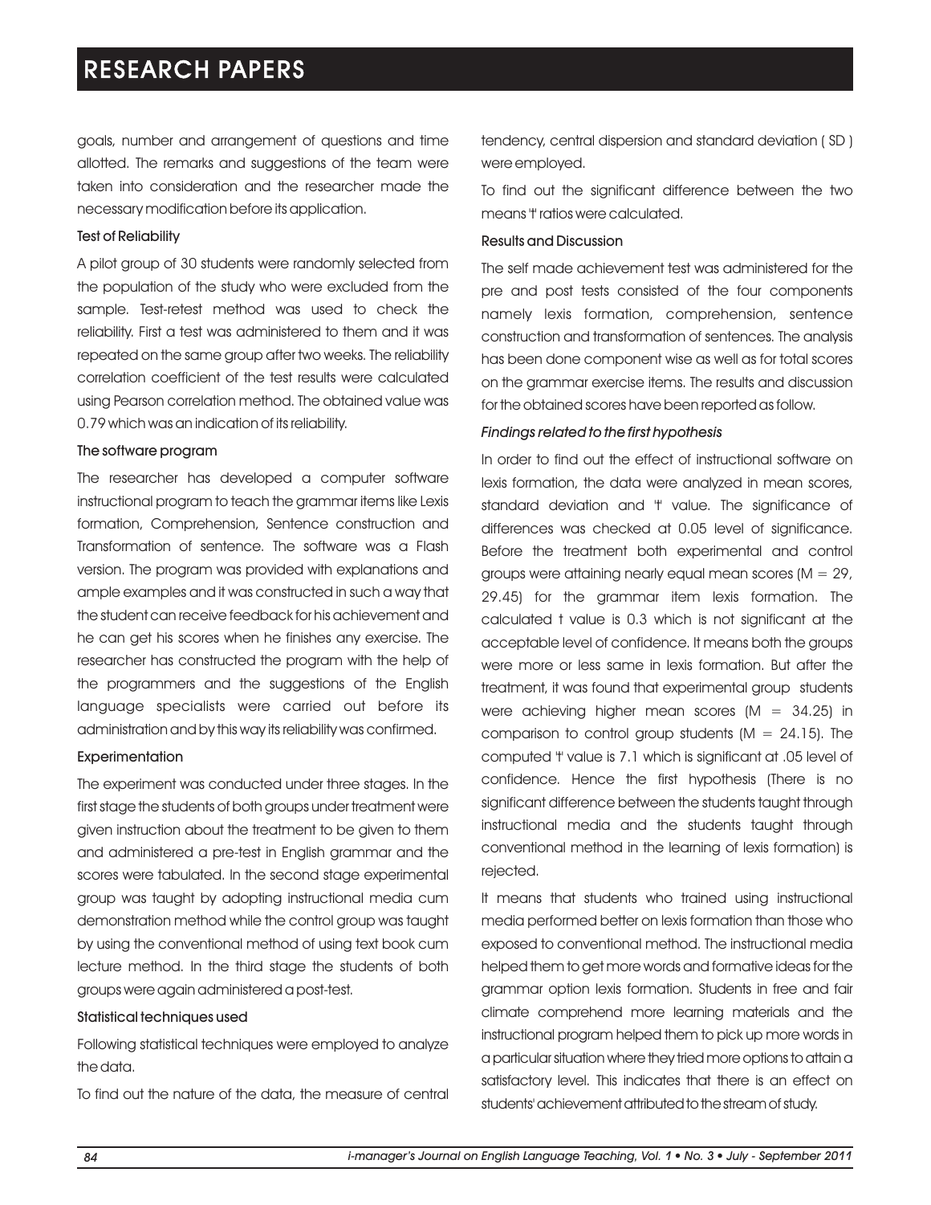goals, number and arrangement of questions and time allotted. The remarks and suggestions of the team were taken into consideration and the researcher made the necessary modification before its application.

### Test of Reliability

A pilot group of 30 students were randomly selected from the population of the study who were excluded from the sample. Test-retest method was used to check the reliability. First a test was administered to them and it was repeated on the same group after two weeks. The reliability correlation coefficient of the test results were calculated using Pearson correlation method. The obtained value was 0.79 which was an indication of its reliability.

### The software program

The researcher has developed a computer software instructional program to teach the grammar items like Lexis formation, Comprehension, Sentence construction and Transformation of sentence. The software was a Flash version. The program was provided with explanations and ample examples and it was constructed in such a way that the student can receive feedback for his achievement and he can get his scores when he finishes any exercise. The researcher has constructed the program with the help of the programmers and the suggestions of the English language specialists were carried out before its administration and by this way its reliability was confirmed.

### Experimentation

The experiment was conducted under three stages. In the first stage the students of both groups under treatment were given instruction about the treatment to be given to them and administered a pre-test in English grammar and the scores were tabulated. In the second stage experimental group was taught by adopting instructional media cum demonstration method while the control group was taught by using the conventional method of using text book cum lecture method. In the third stage the students of both groups were again administered a post-test.

### Statistical techniques used

Following statistical techniques were employed to analyze the data.

To find out the nature of the data, the measure of central tendency, central dispersion and standard deviation ( SD ) were employed.

To find out the significant difference between the two means 't' ratios were calculated.

### Results and Discussion

The self made achievement test was administered for the pre and post tests consisted of the four components namely lexis formation, comprehension, sentence construction and transformation of sentences. The analysis has been done component wise as well as for total scores on the grammar exercise items. The results and discussion for the obtained scores have been reported as follow.

#### *Findings related to the first hypothesis*

In order to find out the effect of instructional software on lexis formation, the data were analyzed in mean scores, standard deviation and 't' value. The significance of differences was checked at 0.05 level of significance. Before the treatment both experimental and control groups were attaining nearly equal mean scores ($M = 29$, 29.45) for the grammar item lexis formation. The calculated t value is 0.3 which is not significant at the acceptable level of confidence. It means both the groups were more or less same in lexis formation. But after the treatment, it was found that experimental group students were achieving higher mean scores ($M = 34.25$) in comparison to control group students ($M = 24.15$). The computed 't' value is 7.1 which is significant at .05 level of confidence. Hence the first hypothesis (There is no significant difference between the students taught through instructional media and the students taught through conventional method in the learning of lexis formation) is rejected.

It means that students who trained using instructional media performed better on lexis formation than those who exposed to conventional method. The instructional media helped them to get more words and formative ideas for the grammar option lexis formation. Students in free and fair climate comprehend more learning materials and the instructional program helped them to pick up more words in a particular situation where they tried more options to attain a satisfactory level. This indicates that there is an effect on students' achievement attributed to the stream of study.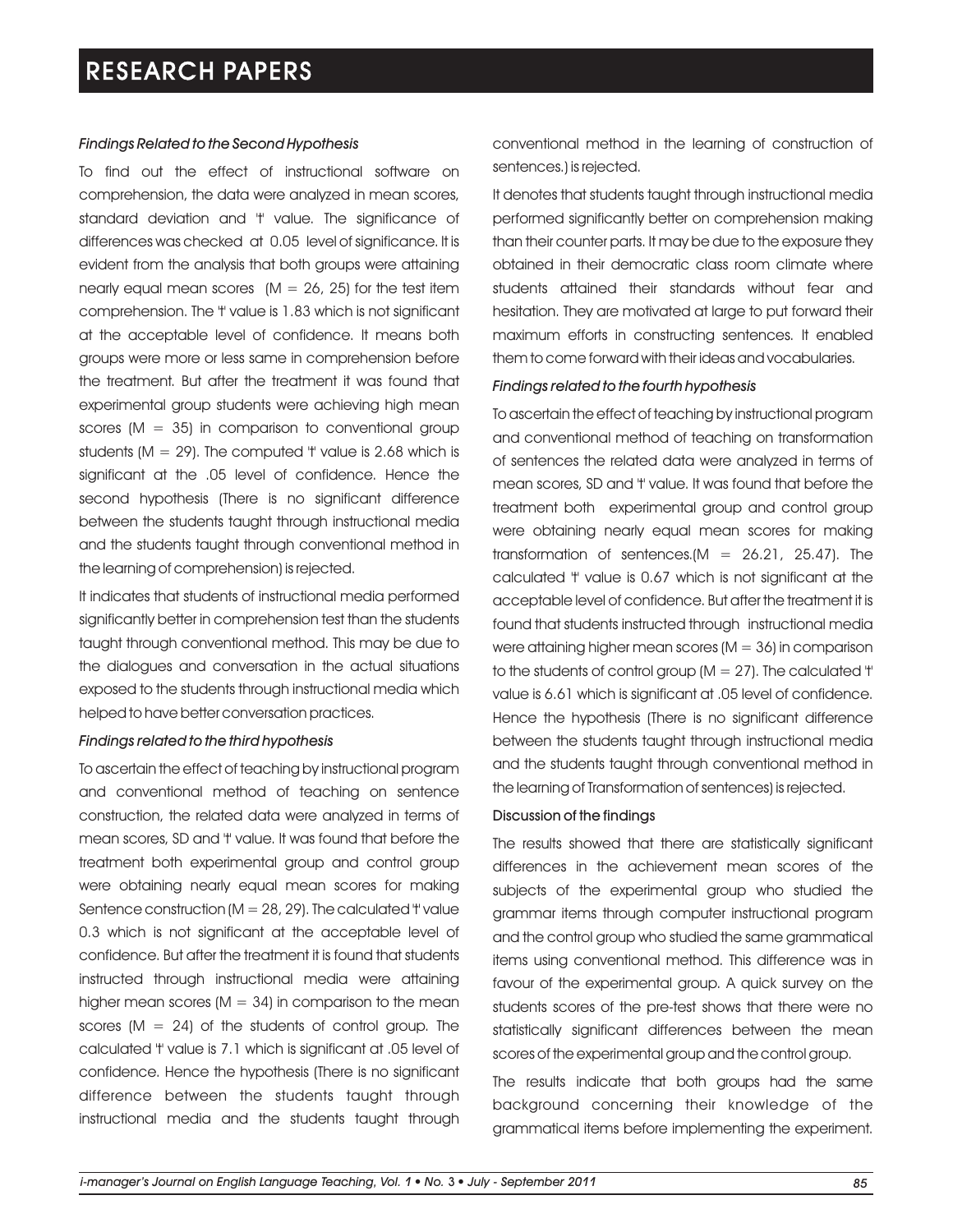#### *Findings Related to the Second Hypothesis*

To find out the effect of instructional software on comprehension, the data were analyzed in mean scores, standard deviation and 't' value. The significance of differences was checked at 0.05 level of significance. It is evident from the analysis that both groups were attaining nearly equal mean scores ($M = 26, 25$) for the test item comprehension. The 't' value is 1.83 which is not significant at the acceptable level of confidence. It means both groups were more or less same in comprehension before the treatment. But after the treatment it was found that experimental group students were achieving high mean scores ($M = 35$) in comparison to conventional group students ($M = 29$). The computed 't' value is 2.68 which is significant at the .05 level of confidence. Hence the second hypothesis (There is no significant difference between the students taught through instructional media and the students taught through conventional method in the learning of comprehension) is rejected.

It indicates that students of instructional media performed significantly better in comprehension test than the students taught through conventional method. This may be due to the dialogues and conversation in the actual situations exposed to the students through instructional media which helped to have better conversation practices.

#### *Findings related to the third hypothesis*

To ascertain the effect of teaching by instructional program and conventional method of teaching on sentence construction, the related data were analyzed in terms of mean scores, SD and 't' value. It was found that before the treatment both experimental group and control group were obtaining nearly equal mean scores for making Sentence construction ($M = 28, 29$). The calculated 't' value 0.3 which is not significant at the acceptable level of confidence. But after the treatment it is found that students instructed through instructional media were attaining higher mean scores ($M = 34$) in comparison to the mean scores ($M = 24$) of the students of control group. The calculated 't' value is 7.1 which is significant at .05 level of confidence. Hence the hypothesis (There is no significant difference between the students taught through instructional media and the students taught through conventional method in the learning of construction of sentences.) is rejected.

It denotes that students taught through instructional media performed significantly better on comprehension making than their counter parts. It may be due to the exposure they obtained in their democratic class room climate where students attained their standards without fear and hesitation. They are motivated at large to put forward their maximum efforts in constructing sentences. It enabled them to come forward with their ideas and vocabularies.

#### *Findings related to the fourth hypothesis*

To ascertain the effect of teaching by instructional program and conventional method of teaching on transformation of sentences the related data were analyzed in terms of mean scores, SD and 't' value. It was found that before the treatment both experimental group and control group were obtaining nearly equal mean scores for making transformation of sentences.($M = 26.21, 25.47$). The calculated 't' value is 0.67 which is not significant at the acceptable level of confidence. But after the treatment it is found that students instructed through instructional media were attaining higher mean scores ($M = 36$) in comparison to the students of control group ($M = 27$). The calculated 't' value is 6.61 which is significant at .05 level of confidence. Hence the hypothesis (There is no significant difference between the students taught through instructional media and the students taught through conventional method in the learning of Transformation of sentences) is rejected.

#### Discussion of the findings

The results showed that there are statistically significant differences in the achievement mean scores of the subjects of the experimental group who studied the grammar items through computer instructional program and the control group who studied the same grammatical items using conventional method. This difference was in favour of the experimental group. A quick survey on the students scores of the pre-test shows that there were no statistically significant differences between the mean scores of the experimental group and the control group.

The results indicate that both groups had the same background concerning their knowledge of the grammatical items before implementing the experiment.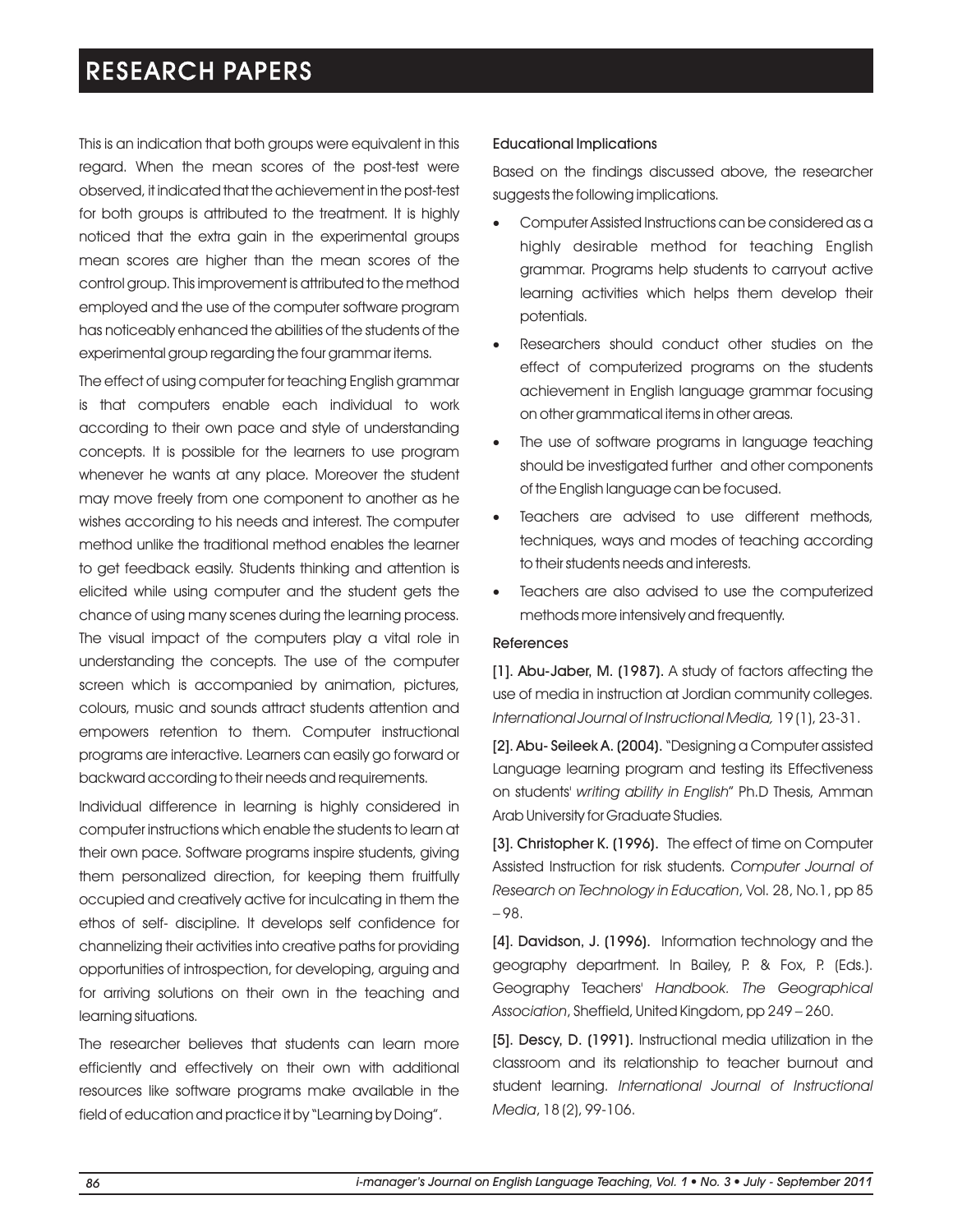This is an indication that both groups were equivalent in this regard. When the mean scores of the post-test were observed, it indicated that the achievement in the post-test for both groups is attributed to the treatment. It is highly noticed that the extra gain in the experimental groups mean scores are higher than the mean scores of the control group. This improvement is attributed to the method employed and the use of the computer software program has noticeably enhanced the abilities of the students of the experimental group regarding the four grammar items.

The effect of using computer for teaching English grammar is that computers enable each individual to work according to their own pace and style of understanding concepts. It is possible for the learners to use program whenever he wants at any place. Moreover the student may move freely from one component to another as he wishes according to his needs and interest. The computer method unlike the traditional method enables the learner to get feedback easily. Students thinking and attention is elicited while using computer and the student gets the chance of using many scenes during the learning process. The visual impact of the computers play a vital role in understanding the concepts. The use of the computer screen which is accompanied by animation, pictures, colours, music and sounds attract students attention and empowers retention to them. Computer instructional programs are interactive. Learners can easily go forward or backward according to their needs and requirements.

Individual difference in learning is highly considered in computer instructions which enable the students to learn at their own pace. Software programs inspire students, giving them personalized direction, for keeping them fruitfully occupied and creatively active for inculcating in them the ethos of self- discipline. It develops self confidence for channelizing their activities into creative paths for providing opportunities of introspection, for developing, arguing and for arriving solutions on their own in the teaching and learning situations.

The researcher believes that students can learn more efficiently and effectively on their own with additional resources like software programs make available in the field of education and practice it by "Learning by Doing".

### Educational Implications

Based on the findings discussed above, the researcher suggests the following implications.

- Computer Assisted Instructions can be considered as a highly desirable method for teaching English grammar. Programs help students to carryout active learning activities which helps them develop their potentials.
- Researchers should conduct other studies on the effect of computerized programs on the students achievement in English language grammar focusing on other grammatical items in other areas.
- The use of software programs in language teaching should be investigated further and other components of the English language can be focused.
- Teachers are advised to use different methods, techniques, ways and modes of teaching according to their students needs and interests.
- Teachers are also advised to use the computerized methods more intensively and frequently.

### References

**[1]. Abu-Jaber, M. (1987).** A study of factors affecting the use of media in instruction at Jordian community colleges. *International Journal of Instructional Media,* 19 (1), 23-31.

**[2]. Abu- Seileek A. (2004).** "Designing a Computer assisted Language learning program and testing its Effectiveness on students' *writing ability in English*" Ph.D Thesis, Amman Arab University for Graduate Studies.

**[3]. Christopher K. (1996).** The effect of time on Computer Assisted Instruction for risk students. *Computer Journal of Research on Technology in Education*, Vol. 28, No.1, pp 85 – 98.

**[4]. Davidson, J. (1996).** Information technology and the geography department. In Bailey, P. & Fox, P. (Eds.). Geography Teachers' *Handbook. The Geographical Association*, Sheffield, United Kingdom, pp 249 – 260.

**[5]. Descy, D. (1991).** Instructional media utilization in the classroom and its relationship to teacher burnout and student learning. *International Journal of Instructional Media*, 18 (2), 99-106.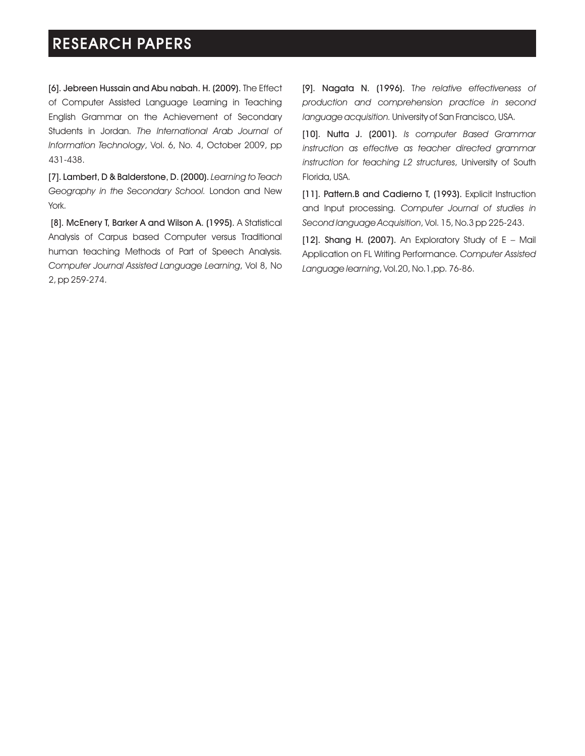[6]. **Jebreen Hussain and Abu nabah. H. (2009).** The Effect of Computer Assisted Language Learning in Teaching English Grammar on the Achievement of Secondary Students in Jordan. *The International Arab Journal of Information Technology*, Vol. 6, No. 4, October 2009, pp 431-438.

[7]. **Lambert, D & Balderstone, D. (2000).** *Learning to Teach Geography in the Secondary School.* London and New York.

[8]. **McEnery T, Barker A and Wilson A. (1995).** A Statistical Analysis of Carpus based Computer versus Traditional human teaching Methods of Part of Speech Analysis. *Computer Journal Assisted Language Learning*, Vol 8, No 2, pp 259-274.

[9]. **Nagata N. (1996).** *The relative effectiveness of production and comprehension practice in second language acquisition.* University of San Francisco, USA.

[10]. **Nutta J. (2001).** *Is computer Based Grammar instruction as effective as teacher directed grammar instruction for teaching L2 structures*, University of South Florida, USA.

[11]. **Pattern.B and Cadierno T, (1993).** Explicit Instruction and Input processing. *Computer Journal of studies in Second language Acquisition*, Vol. 15, No.3 pp 225-243.

[12]. **Shang H. (2007).** An Exploratory Study of E – Mail Application on FL Writing Performance. *Computer Assisted Language learning*, Vol.20, No.1,pp. 76-86.